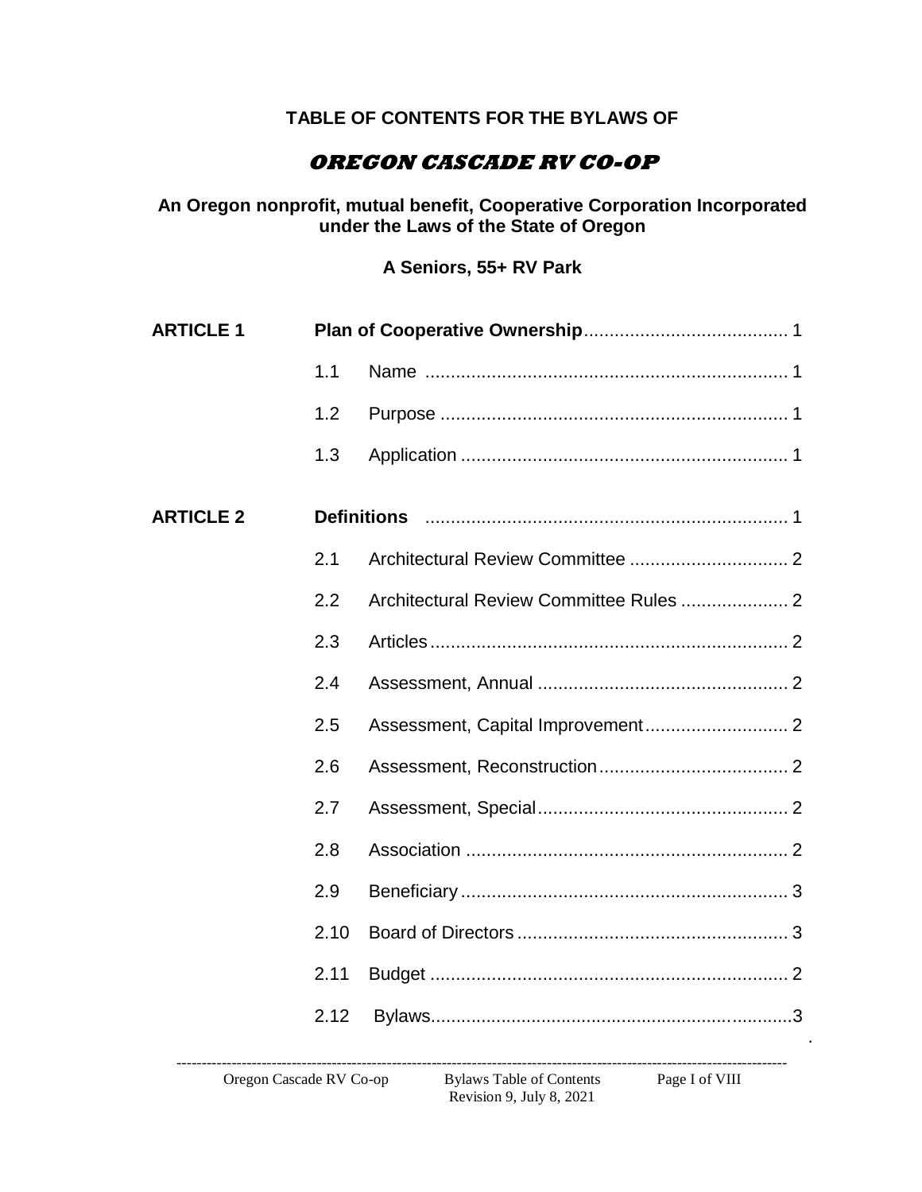**TABLE OF CONTENTS FOR THE BYLAWS OF**

# *OREGON CASCADE RV CO-OP*

**An Oregon nonprofit, mutual benefit, Cooperative Corporation Incorporated under the Laws of the State of Oregon**

**A Seniors, 55+ RV Park**

| | | | |
|---|---|---|---|
| **ARTICLE 1** | **Plan of Cooperative Ownership** | | 1 |
| | 1.1 | Name | 1 |
| | 1.2 | Purpose | 1 |
| | 1.3 | Application | 1 |
| **ARTICLE 2** | **Definitions** | | 1 |
| | 2.1 | Architectural Review Committee | 2 |
| | 2.2 | Architectural Review Committee Rules | 2 |
| | 2.3 | Articles | 2 |
| | 2.4 | Assessment, Annual | 2 |
| | 2.5 | Assessment, Capital Improvement | 2 |
| | 2.6 | Assessment, Reconstruction | 2 |
| | 2.7 | Assessment, Special | 2 |
| | 2.8 | Association | 2 |
| | 2.9 | Beneficiary | 3 |
| | 2.10 | Board of Directors | 3 |
| | 2.11 | Budget | 2 |
| | 2.12 | Bylaws | 3 |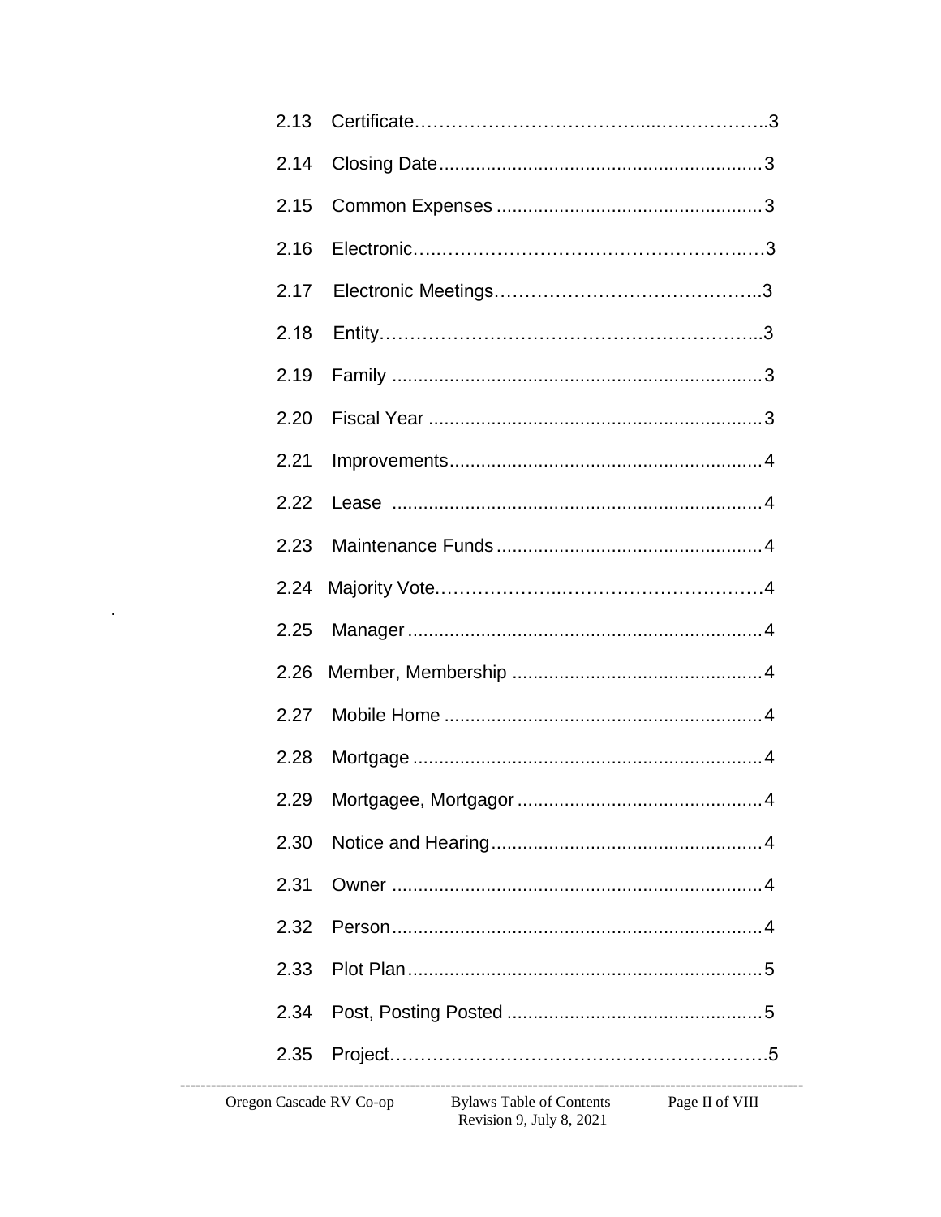2.13 Certificate……………………………....……………..3

2.14 Closing Date.............................................................3

2.15 Common Expenses ..................................................3

2.16 Electronic…..…………………………………………..…3

2.17 Electronic Meetings…………………………………...3

2.18 Entity……………………………………………………...3

2.19 Family .....................................................................3

2.20 Fiscal Year ...............................................................3

2.21 Improvements...........................................................4

2.22 Lease ......................................................................4

2.23 Maintenance Funds..................................................4

2.24 Majority Vote…………………..……………………………4

2.25 Manager...................................................................4

2.26 Member, Membership ...............................................4

2.27 Mobile Home ............................................................4

2.28 Mortgage..................................................................4

2.29 Mortgagee, Mortgagor ..............................................4

2.30 Notice and Hearing...................................................4

2.31 Owner ......................................................................4

2.32 Person......................................................................4

2.33 Plot Plan...................................................................5

2.34 Post, Posting Posted ................................................5

2.35 Project……………………………….………………….5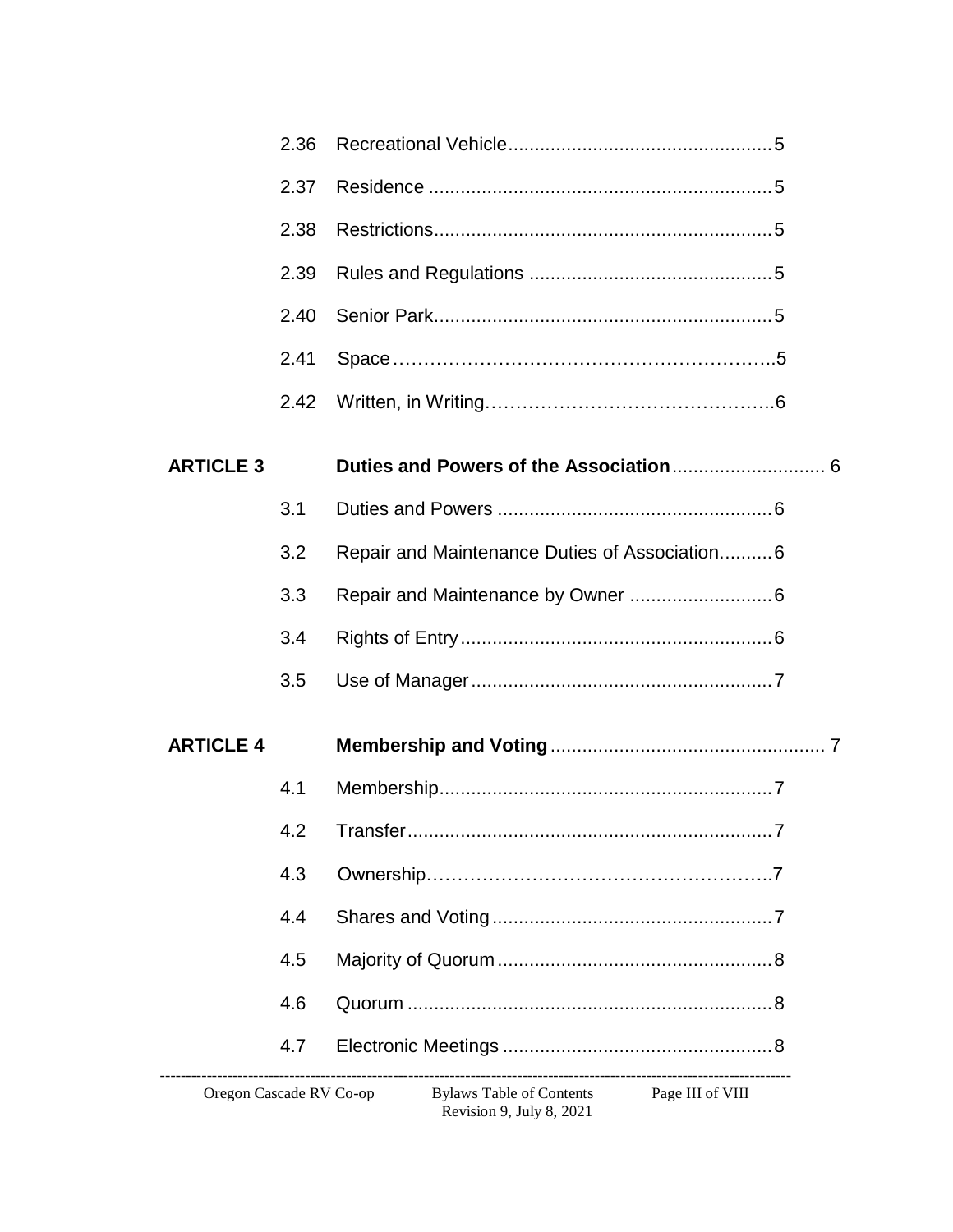| | | |
|---|---|---|
| | 2.36 | Recreational Vehicle.................................................5 |
| | 2.37 | Residence ................................................................5 |
| | 2.38 | Restrictions...............................................................5 |
| | 2.39 | Rules and Regulations .............................................5 |
| | 2.40 | Senior Park...............................................................5 |
| | 2.41 | Space…………………………………………………..5 |
| | 2.42 | Written, in Writing……………………………………..6 |
| **ARTICLE 3** | | **Duties and Powers of the Association**............................. 6 |
| | 3.1 | Duties and Powers ...................................................6 |
| | 3.2 | Repair and Maintenance Duties of Association..........6 |
| | 3.3 | Repair and Maintenance by Owner ...........................6 |
| | 3.4 | Rights of Entry..........................................................6 |
| | 3.5 | Use of Manager........................................................7 |
| **ARTICLE 4** | | **Membership and Voting**................................................... 7 |
| | 4.1 | Membership..............................................................7 |
| | 4.2 | Transfer....................................................................7 |
| | 4.3 | Ownership……………………………………………..7 |
| | 4.4 | Shares and Voting....................................................7 |
| | 4.5 | Majority of Quorum...................................................8 |
| | 4.6 | Quorum ....................................................................8 |
| | 4.7 | Electronic Meetings ..................................................8 |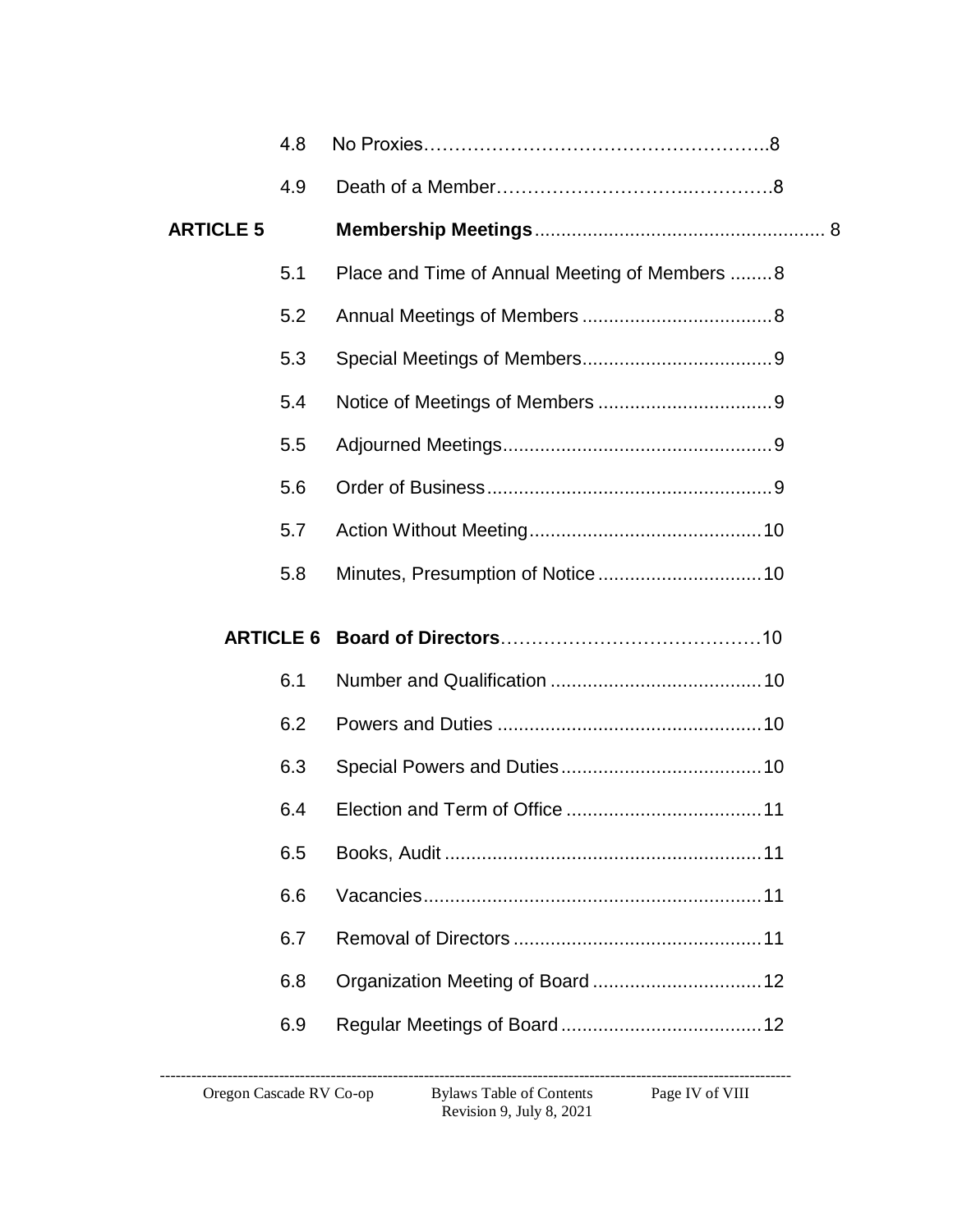4.8 No Proxies……………………………………………..8

4.9 Death of a Member…………………………..………….8

**ARTICLE 5 Membership Meetings**...................................................... 8

5.1 Place and Time of Annual Meeting of Members ........8

5.2 Annual Meetings of Members ....................................8

5.3 Special Meetings of Members....................................9

5.4 Notice of Meetings of Members .................................9

5.5 Adjourned Meetings...................................................9

5.6 Order of Business......................................................9

5.7 Action Without Meeting............................................10

5.8 Minutes, Presumption of Notice ...............................10

**ARTICLE 6 Board of Directors**……………………………………10

6.1 Number and Qualification ........................................10

6.2 Powers and Duties ..................................................10

6.3 Special Powers and Duties......................................10

6.4 Election and Term of Office .....................................11

6.5 Books, Audit ............................................................11

6.6 Vacancies................................................................11

6.7 Removal of Directors ...............................................11

6.8 Organization Meeting of Board ................................12

6.9 Regular Meetings of Board ......................................12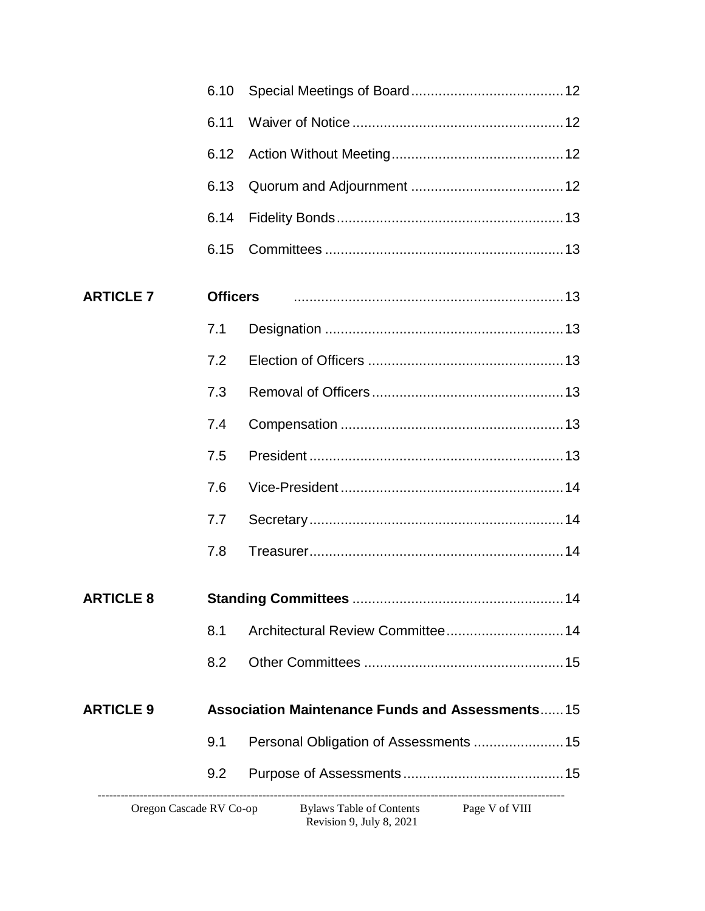| | | | |
|---|---|---|---|
| | 6.10 | Special Meetings of Board | 12 |
| | 6.11 | Waiver of Notice | 12 |
| | 6.12 | Action Without Meeting | 12 |
| | 6.13 | Quorum and Adjournment | 12 |
| | 6.14 | Fidelity Bonds | 13 |
| | 6.15 | Committees | 13 |
| **ARTICLE 7** | **Officers** | | 13 |
| | 7.1 | Designation | 13 |
| | 7.2 | Election of Officers | 13 |
| | 7.3 | Removal of Officers | 13 |
| | 7.4 | Compensation | 13 |
| | 7.5 | President | 13 |
| | 7.6 | Vice-President | 14 |
| | 7.7 | Secretary | 14 |
| | 7.8 | Treasurer | 14 |
| **ARTICLE 8** | **Standing Committees** | | 14 |
| | 8.1 | Architectural Review Committee | 14 |
| | 8.2 | Other Committees | 15 |
| **ARTICLE 9** | **Association Maintenance Funds and Assessments** | | 15 |
| | 9.1 | Personal Obligation of Assessments | 15 |
| | 9.2 | Purpose of Assessments | 15 |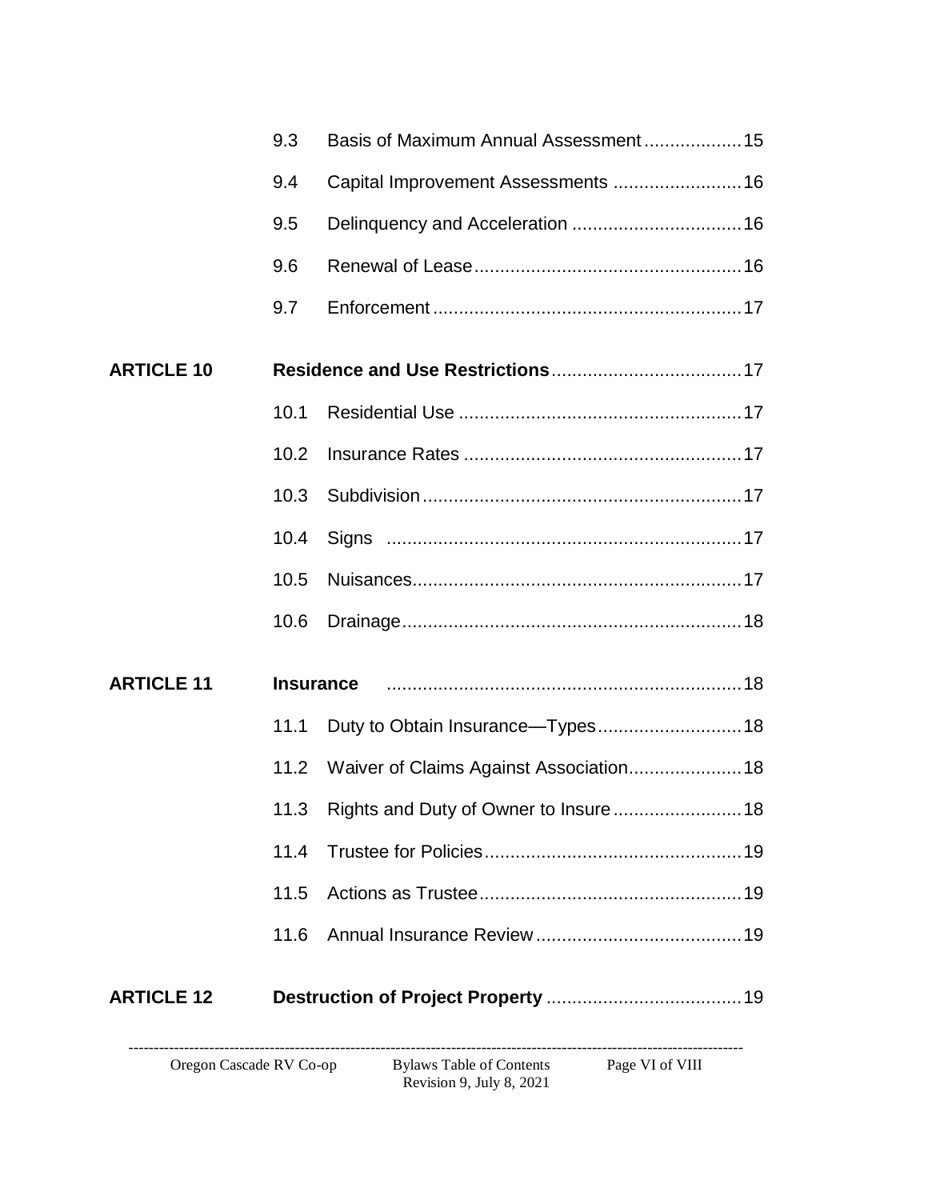| | | | |
|---|---|---|---|
| | 9.3 | Basis of Maximum Annual Assessment | 15 |
| | 9.4 | Capital Improvement Assessments | 16 |
| | 9.5 | Delinquency and Acceleration | 16 |
| | 9.6 | Renewal of Lease | 16 |
| | 9.7 | Enforcement | 17 |
| **ARTICLE 10** | **Residence and Use Restrictions** | | 17 |
| | 10.1 | Residential Use | 17 |
| | 10.2 | Insurance Rates | 17 |
| | 10.3 | Subdivision | 17 |
| | 10.4 | Signs | 17 |
| | 10.5 | Nuisances | 17 |
| | 10.6 | Drainage | 18 |
| **ARTICLE 11** | **Insurance** | | 18 |
| | 11.1 | Duty to Obtain Insurance—Types | 18 |
| | 11.2 | Waiver of Claims Against Association | 18 |
| | 11.3 | Rights and Duty of Owner to Insure | 18 |
| | 11.4 | Trustee for Policies | 19 |
| | 11.5 | Actions as Trustee | 19 |
| | 11.6 | Annual Insurance Review | 19 |
| **ARTICLE 12** | **Destruction of Project Property** | | 19 |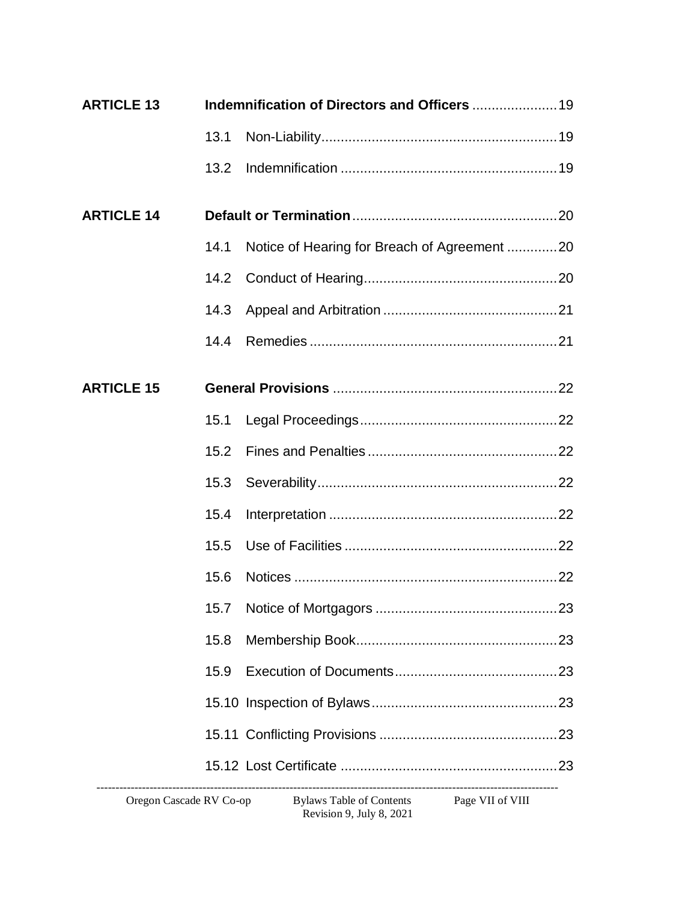| | | |
|---|---|---|
| **ARTICLE 13** | **Indemnification of Directors and Officers** | 19 |
| | 13.1 Non-Liability | 19 |
| | 13.2 Indemnification | 19 |
| **ARTICLE 14** | **Default or Termination** | 20 |
| | 14.1 Notice of Hearing for Breach of Agreement | 20 |
| | 14.2 Conduct of Hearing | 20 |
| | 14.3 Appeal and Arbitration | 21 |
| | 14.4 Remedies | 21 |
| **ARTICLE 15** | **General Provisions** | 22 |
| | 15.1 Legal Proceedings | 22 |
| | 15.2 Fines and Penalties | 22 |
| | 15.3 Severability | 22 |
| | 15.4 Interpretation | 22 |
| | 15.5 Use of Facilities | 22 |
| | 15.6 Notices | 22 |
| | 15.7 Notice of Mortgagors | 23 |
| | 15.8 Membership Book | 23 |
| | 15.9 Execution of Documents | 23 |
| | 15.10 Inspection of Bylaws | 23 |
| | 15.11 Conflicting Provisions | 23 |
| | 15.12 Lost Certificate | 23 |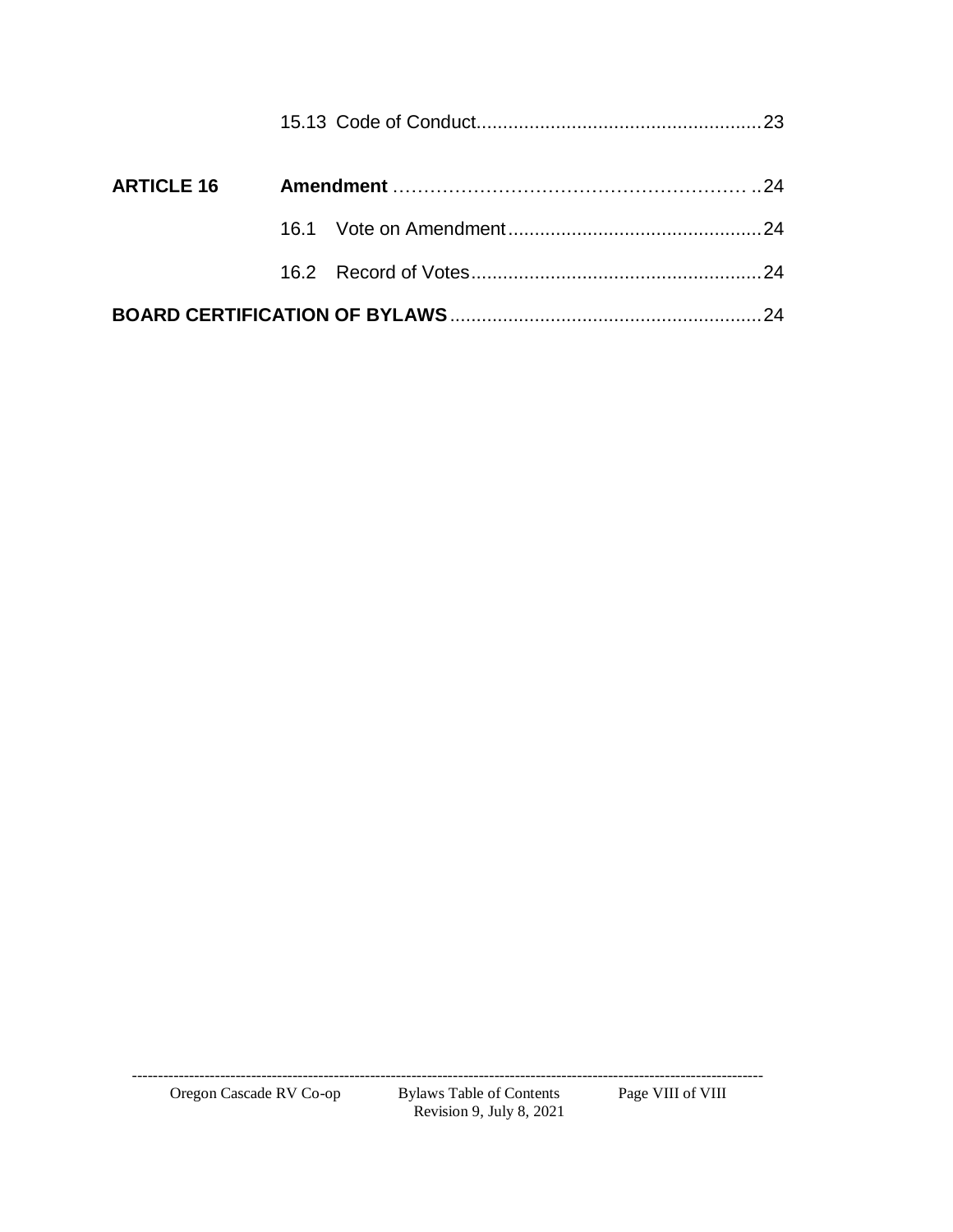| | | |
|---|---|---|
| | 15.13 Code of Conduct | 23 |
| **ARTICLE 16** | **Amendment** | 24 |
| | 16.1 Vote on Amendment | 24 |
| | 16.2 Record of Votes | 24 |
| **BOARD CERTIFICATION OF BYLAWS** | | 24 |